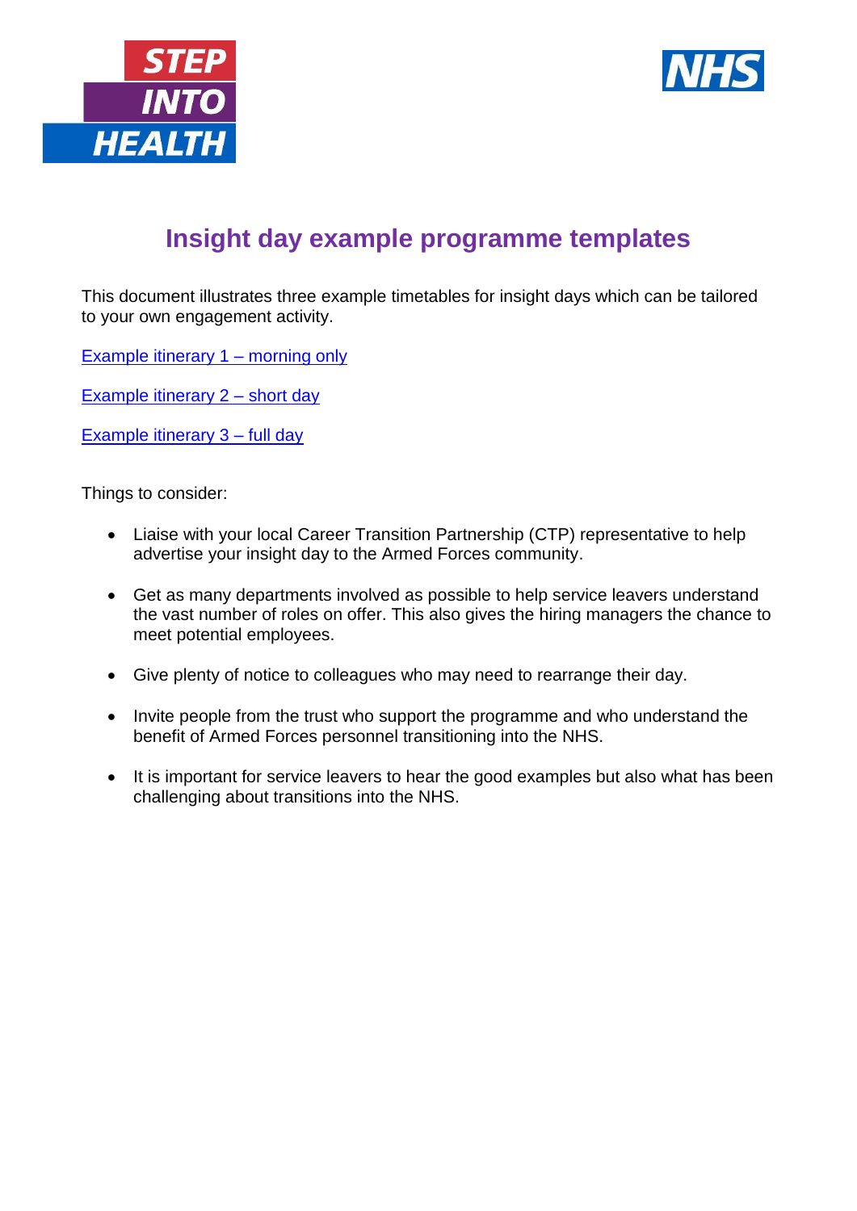# Insight day example programme templates

This document illustrates three example timetables for insight days which can be tailored to your own engagement activity.

Example itinerary 1 – morning only

Example itinerary 2 – short day

Example itinerary 3 – full day

Things to consider:

- Liaise with your local Career Transition Partnership (CTP) representative to help advertise your insight day to the Armed Forces community.
- Get as many departments involved as possible to help service leavers understand the vast number of roles on offer. This also gives the hiring managers the chance to meet potential employees.
- Give plenty of notice to colleagues who may need to rearrange their day.
- Invite people from the trust who support the programme and who understand the benefit of Armed Forces personnel transitioning into the NHS.
- It is important for service leavers to hear the good examples but also what has been challenging about transitions into the NHS.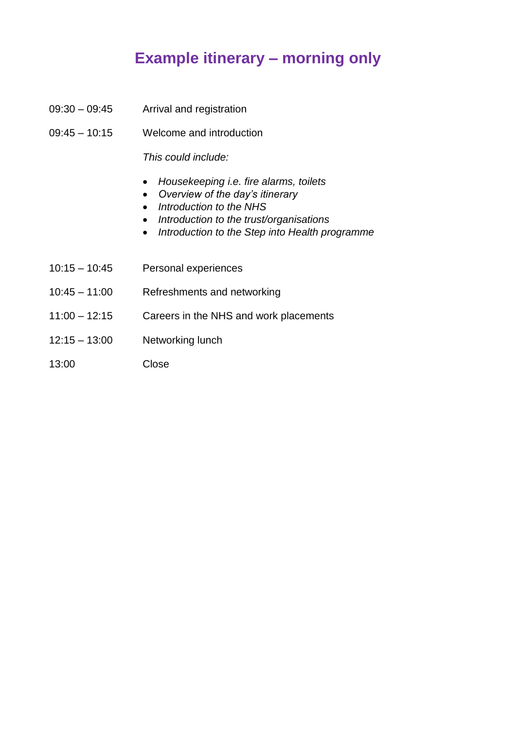# Example itinerary – morning only

| | |
|---|---|
| 09:30 – 09:45 | Arrival and registration |
| 09:45 – 10:15 | Welcome and introduction |

*This could include:*

- *Housekeeping i.e. fire alarms, toilets*
- *Overview of the day's itinerary*
- *Introduction to the NHS*
- *Introduction to the trust/organisations*
- *Introduction to the Step into Health programme*

| | |
|---|---|
| 10:15 – 10:45 | Personal experiences |
| 10:45 – 11:00 | Refreshments and networking |
| 11:00 – 12:15 | Careers in the NHS and work placements |
| 12:15 – 13:00 | Networking lunch |
| 13:00 | Close |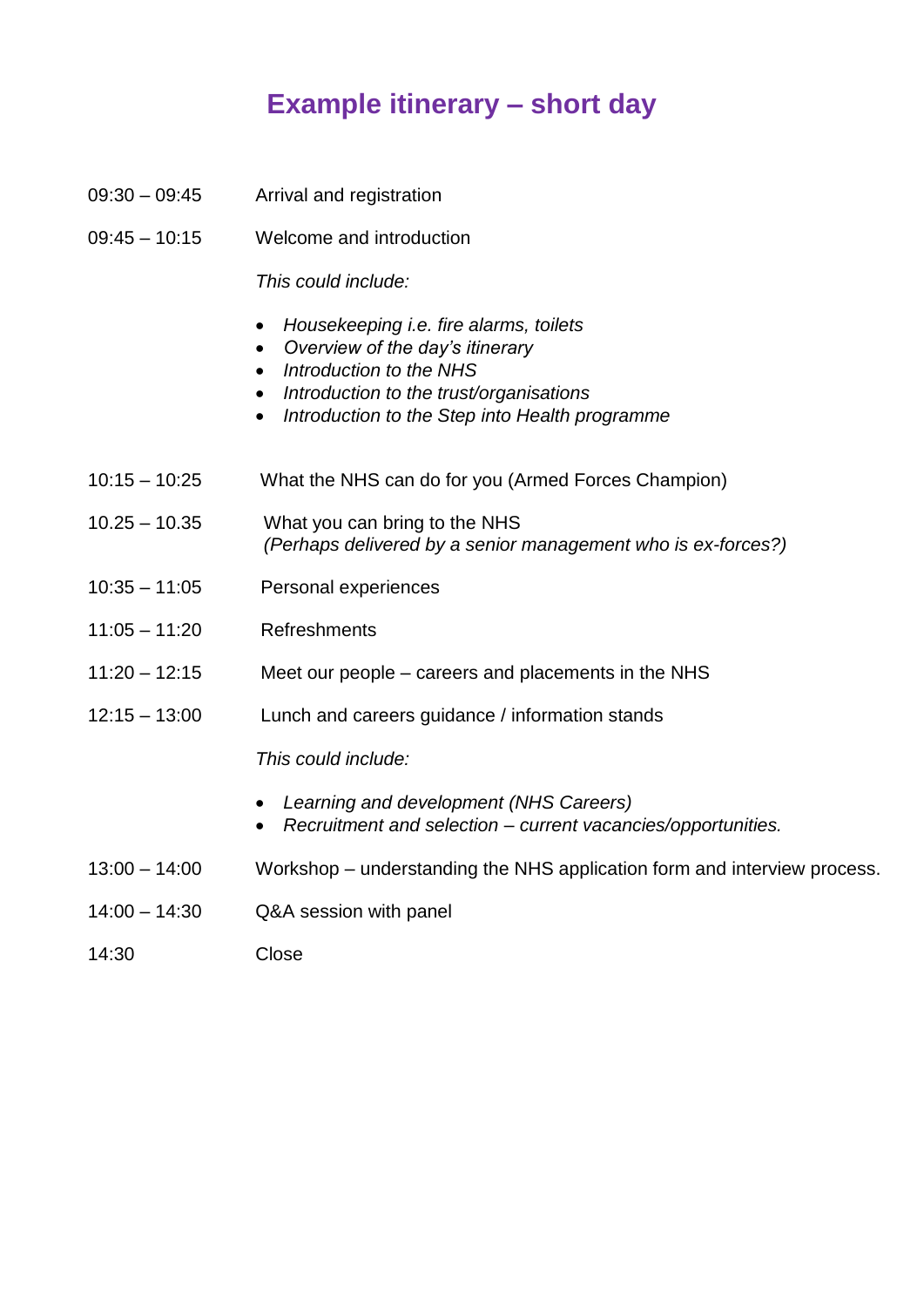# Example itinerary – short day

09:30 – 09:45 Arrival and registration

09:45 – 10:15 Welcome and introduction

*This could include:*

- *Housekeeping i.e. fire alarms, toilets*
- *Overview of the day's itinerary*
- *Introduction to the NHS*
- *Introduction to the trust/organisations*
- *Introduction to the Step into Health programme*

10:15 – 10:25 What the NHS can do for you (Armed Forces Champion)

10.25 – 10.35 What you can bring to the NHS
*(Perhaps delivered by a senior management who is ex-forces?)*

10:35 – 11:05 Personal experiences

11:05 – 11:20 Refreshments

11:20 – 12:15 Meet our people – careers and placements in the NHS

12:15 – 13:00 Lunch and careers guidance / information stands

*This could include:*

- *Learning and development (NHS Careers)*
- *Recruitment and selection – current vacancies/opportunities.*

13:00 – 14:00 Workshop – understanding the NHS application form and interview process.

14:00 – 14:30 Q&A session with panel

14:30 Close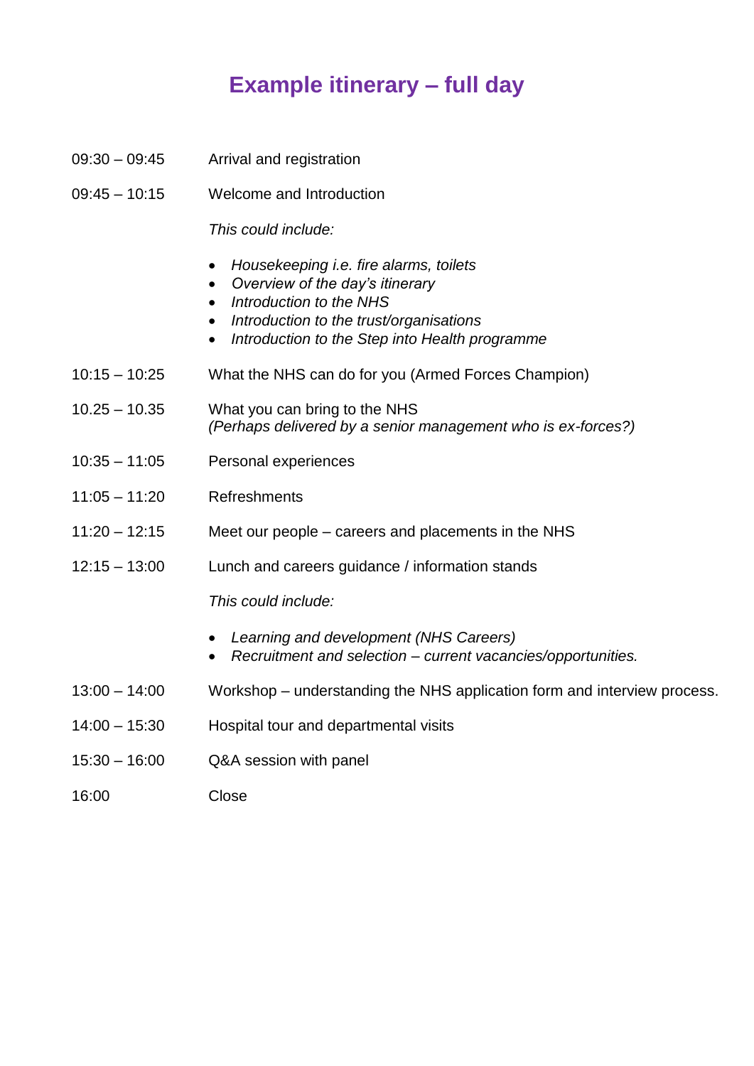# Example itinerary – full day

| | |
|---|---|
| 09:30 – 09:45 | Arrival and registration |
| 09:45 – 10:15 | Welcome and Introduction<br><br>*This could include:*<br><br>• *Housekeeping i.e. fire alarms, toilets*<br>• *Overview of the day's itinerary*<br>• *Introduction to the NHS*<br>• *Introduction to the trust/organisations*<br>• *Introduction to the Step into Health programme* |
| 10:15 – 10:25 | What the NHS can do for you (Armed Forces Champion) |
| 10.25 – 10.35 | What you can bring to the NHS<br>*(Perhaps delivered by a senior management who is ex-forces?)* |
| 10:35 – 11:05 | Personal experiences |
| 11:05 – 11:20 | Refreshments |
| 11:20 – 12:15 | Meet our people – careers and placements in the NHS |
| 12:15 – 13:00 | Lunch and careers guidance / information stands<br><br>*This could include:*<br><br>• *Learning and development (NHS Careers)*<br>• *Recruitment and selection – current vacancies/opportunities.* |
| 13:00 – 14:00 | Workshop – understanding the NHS application form and interview process. |
| 14:00 – 15:30 | Hospital tour and departmental visits |
| 15:30 – 16:00 | Q&A session with panel |
| 16:00 | Close |